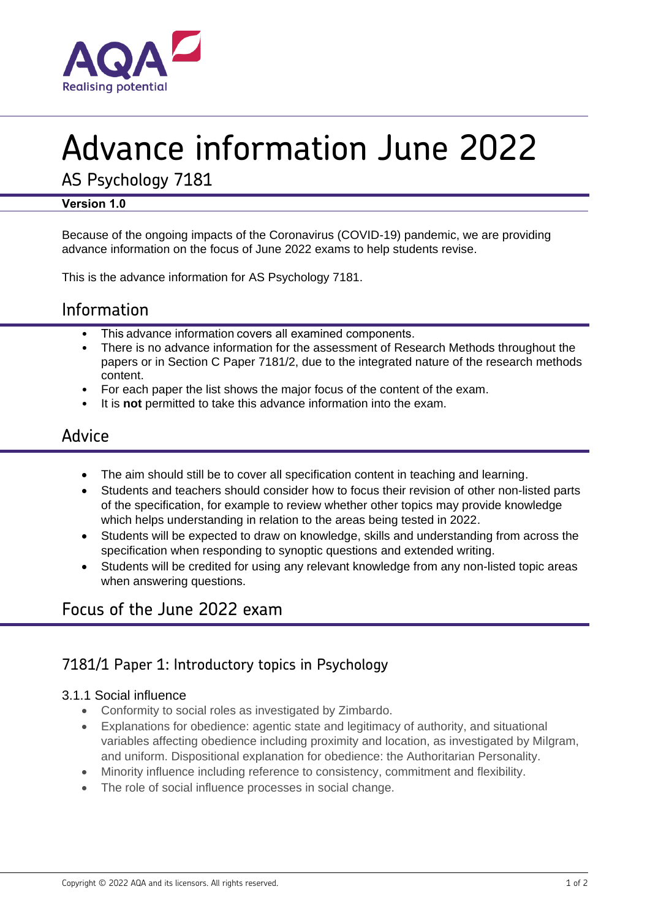# Advance information June 2022

## AS Psychology 7181

**Version 1.0**

Because of the ongoing impacts of the Coronavirus (COVID-19) pandemic, we are providing advance information on the focus of June 2022 exams to help students revise.

This is the advance information for AS Psychology 7181.

## Information

- This advance information covers all examined components.
- There is no advance information for the assessment of Research Methods throughout the papers or in Section C Paper 7181/2, due to the integrated nature of the research methods content.
- For each paper the list shows the major focus of the content of the exam.
- It is **not** permitted to take this advance information into the exam.

## Advice

- The aim should still be to cover all specification content in teaching and learning.
- Students and teachers should consider how to focus their revision of other non-listed parts of the specification, for example to review whether other topics may provide knowledge which helps understanding in relation to the areas being tested in 2022.
- Students will be expected to draw on knowledge, skills and understanding from across the specification when responding to synoptic questions and extended writing.
- Students will be credited for using any relevant knowledge from any non-listed topic areas when answering questions.

## Focus of the June 2022 exam

### 7181/1 Paper 1: Introductory topics in Psychology

#### 3.1.1 Social influence

- Conformity to social roles as investigated by Zimbardo.
- Explanations for obedience: agentic state and legitimacy of authority, and situational variables affecting obedience including proximity and location, as investigated by Milgram, and uniform. Dispositional explanation for obedience: the Authoritarian Personality.
- Minority influence including reference to consistency, commitment and flexibility.
- The role of social influence processes in social change.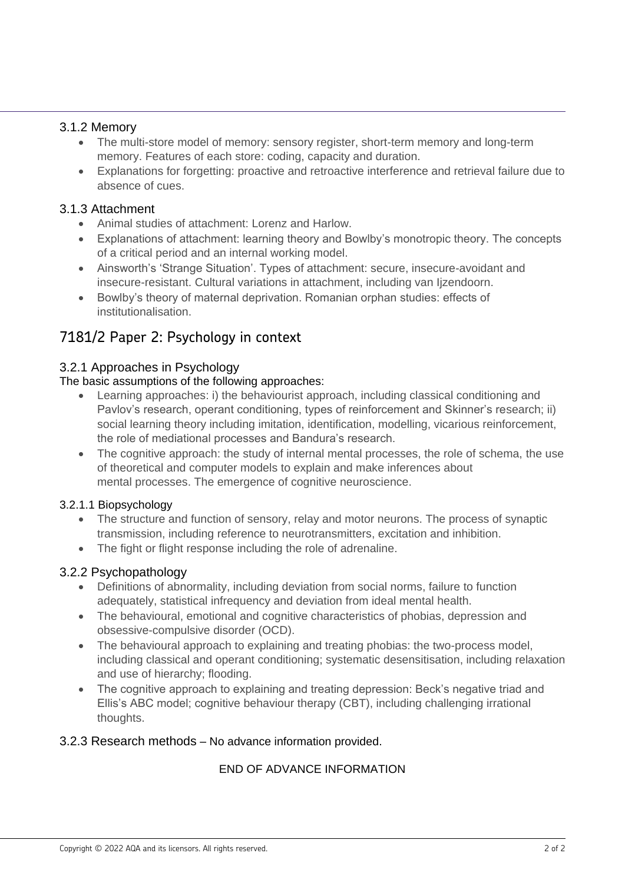### 3.1.2 Memory

- The multi-store model of memory: sensory register, short-term memory and long-term memory. Features of each store: coding, capacity and duration.
- Explanations for forgetting: proactive and retroactive interference and retrieval failure due to absence of cues.

### 3.1.3 Attachment

- Animal studies of attachment: Lorenz and Harlow.
- Explanations of attachment: learning theory and Bowlby's monotropic theory. The concepts of a critical period and an internal working model.
- Ainsworth's 'Strange Situation'. Types of attachment: secure, insecure-avoidant and insecure-resistant. Cultural variations in attachment, including van Ijzendoorn.
- Bowlby's theory of maternal deprivation. Romanian orphan studies: effects of institutionalisation.

## 7181/2 Paper 2: Psychology in context

### 3.2.1 Approaches in Psychology

The basic assumptions of the following approaches:

- Learning approaches: i) the behaviourist approach, including classical conditioning and Pavlov's research, operant conditioning, types of reinforcement and Skinner's research; ii) social learning theory including imitation, identification, modelling, vicarious reinforcement, the role of mediational processes and Bandura's research.
- The cognitive approach: the study of internal mental processes, the role of schema, the use of theoretical and computer models to explain and make inferences about mental processes. The emergence of cognitive neuroscience.

#### 3.2.1.1 Biopsychology

- The structure and function of sensory, relay and motor neurons. The process of synaptic transmission, including reference to neurotransmitters, excitation and inhibition.
- The fight or flight response including the role of adrenaline.

### 3.2.2 Psychopathology

- Definitions of abnormality, including deviation from social norms, failure to function adequately, statistical infrequency and deviation from ideal mental health.
- The behavioural, emotional and cognitive characteristics of phobias, depression and obsessive-compulsive disorder (OCD).
- The behavioural approach to explaining and treating phobias: the two-process model, including classical and operant conditioning; systematic desensitisation, including relaxation and use of hierarchy; flooding.
- The cognitive approach to explaining and treating depression: Beck's negative triad and Ellis's ABC model; cognitive behaviour therapy (CBT), including challenging irrational thoughts.

### 3.2.3 Research methods – No advance information provided.

END OF ADVANCE INFORMATION

Copyright © 2022 AQA and its licensors. All rights reserved.